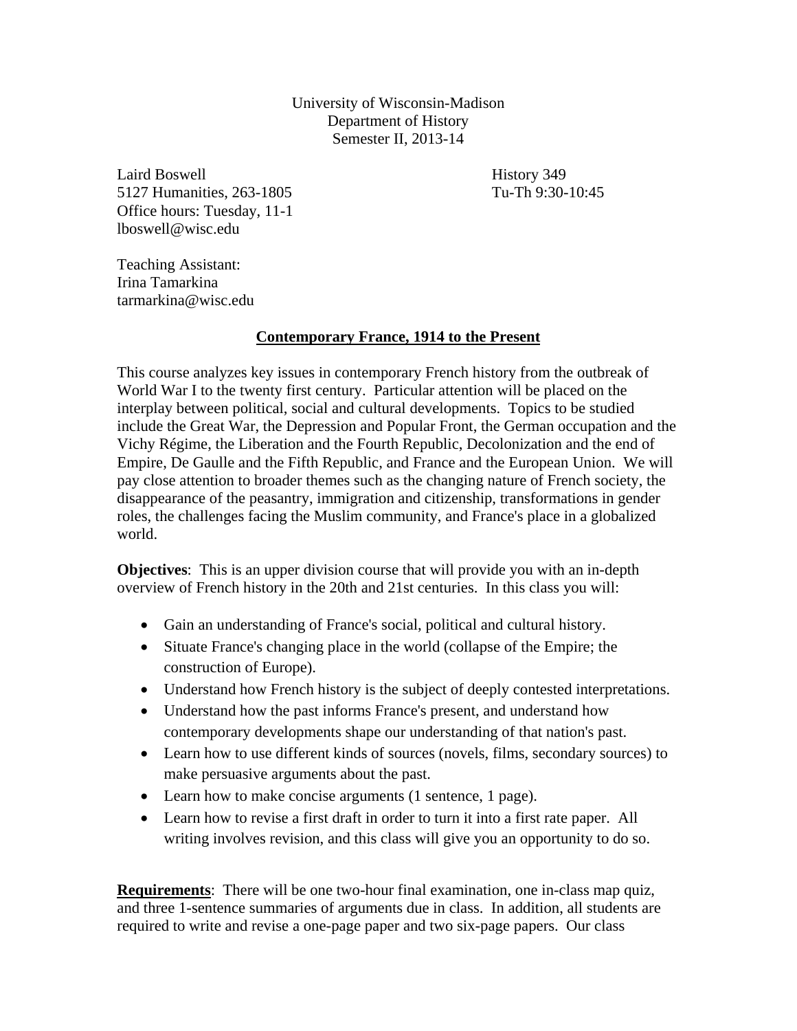University of Wisconsin-Madison
Department of History
Semester II, 2013-14

Laird Boswell
5127 Humanities, 263-1805
Office hours: Tuesday, 11-1
lboswell@wisc.edu

History 349
Tu-Th 9:30-10:45

Teaching Assistant:
Irina Tamarkina
tarmarkina@wisc.edu

## Contemporary France, 1914 to the Present

This course analyzes key issues in contemporary French history from the outbreak of World War I to the twenty first century. Particular attention will be placed on the interplay between political, social and cultural developments. Topics to be studied include the Great War, the Depression and Popular Front, the German occupation and the Vichy Régime, the Liberation and the Fourth Republic, Decolonization and the end of Empire, De Gaulle and the Fifth Republic, and France and the European Union. We will pay close attention to broader themes such as the changing nature of French society, the disappearance of the peasantry, immigration and citizenship, transformations in gender roles, the challenges facing the Muslim community, and France's place in a globalized world.

**Objectives**: This is an upper division course that will provide you with an in-depth overview of French history in the 20th and 21st centuries. In this class you will:

- Gain an understanding of France's social, political and cultural history.
- Situate France's changing place in the world (collapse of the Empire; the construction of Europe).
- Understand how French history is the subject of deeply contested interpretations.
- Understand how the past informs France's present, and understand how contemporary developments shape our understanding of that nation's past.
- Learn how to use different kinds of sources (novels, films, secondary sources) to make persuasive arguments about the past.
- Learn how to make concise arguments (1 sentence, 1 page).
- Learn how to revise a first draft in order to turn it into a first rate paper. All writing involves revision, and this class will give you an opportunity to do so.

**Requirements**: There will be one two-hour final examination, one in-class map quiz, and three 1-sentence summaries of arguments due in class. In addition, all students are required to write and revise a one-page paper and two six-page papers. Our class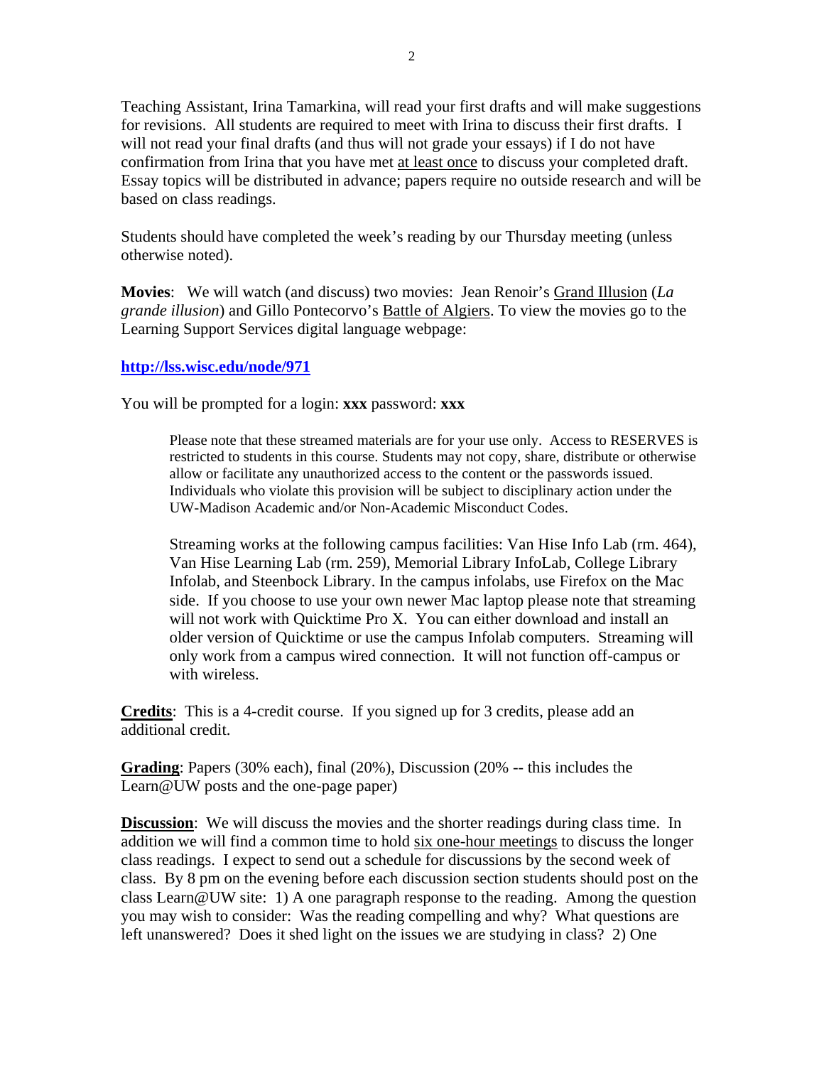Teaching Assistant, Irina Tamarkina, will read your first drafts and will make suggestions for revisions. All students are required to meet with Irina to discuss their first drafts. I will not read your final drafts (and thus will not grade your essays) if I do not have confirmation from Irina that you have met at least once to discuss your completed draft. Essay topics will be distributed in advance; papers require no outside research and will be based on class readings.

Students should have completed the week's reading by our Thursday meeting (unless otherwise noted).

**Movies**: We will watch (and discuss) two movies: Jean Renoir's Grand Illusion (*La grande illusion*) and Gillo Pontecorvo's Battle of Algiers. To view the movies go to the Learning Support Services digital language webpage:

**http://lss.wisc.edu/node/971**

You will be prompted for a login: **xxx** password: **xxx**

> Please note that these streamed materials are for your use only. Access to RESERVES is restricted to students in this course. Students may not copy, share, distribute or otherwise allow or facilitate any unauthorized access to the content or the passwords issued. Individuals who violate this provision will be subject to disciplinary action under the UW-Madison Academic and/or Non-Academic Misconduct Codes.
>
> Streaming works at the following campus facilities: Van Hise Info Lab (rm. 464), Van Hise Learning Lab (rm. 259), Memorial Library InfoLab, College Library Infolab, and Steenbock Library. In the campus infolabs, use Firefox on the Mac side. If you choose to use your own newer Mac laptop please note that streaming will not work with Quicktime Pro X. You can either download and install an older version of Quicktime or use the campus Infolab computers. Streaming will only work from a campus wired connection. It will not function off-campus or with wireless.

**Credits**: This is a 4-credit course. If you signed up for 3 credits, please add an additional credit.

**Grading**: Papers (30% each), final (20%), Discussion (20% -- this includes the Learn@UW posts and the one-page paper)

**Discussion**: We will discuss the movies and the shorter readings during class time. In addition we will find a common time to hold six one-hour meetings to discuss the longer class readings. I expect to send out a schedule for discussions by the second week of class. By 8 pm on the evening before each discussion section students should post on the class Learn@UW site: 1) A one paragraph response to the reading. Among the question you may wish to consider: Was the reading compelling and why? What questions are left unanswered? Does it shed light on the issues we are studying in class? 2) One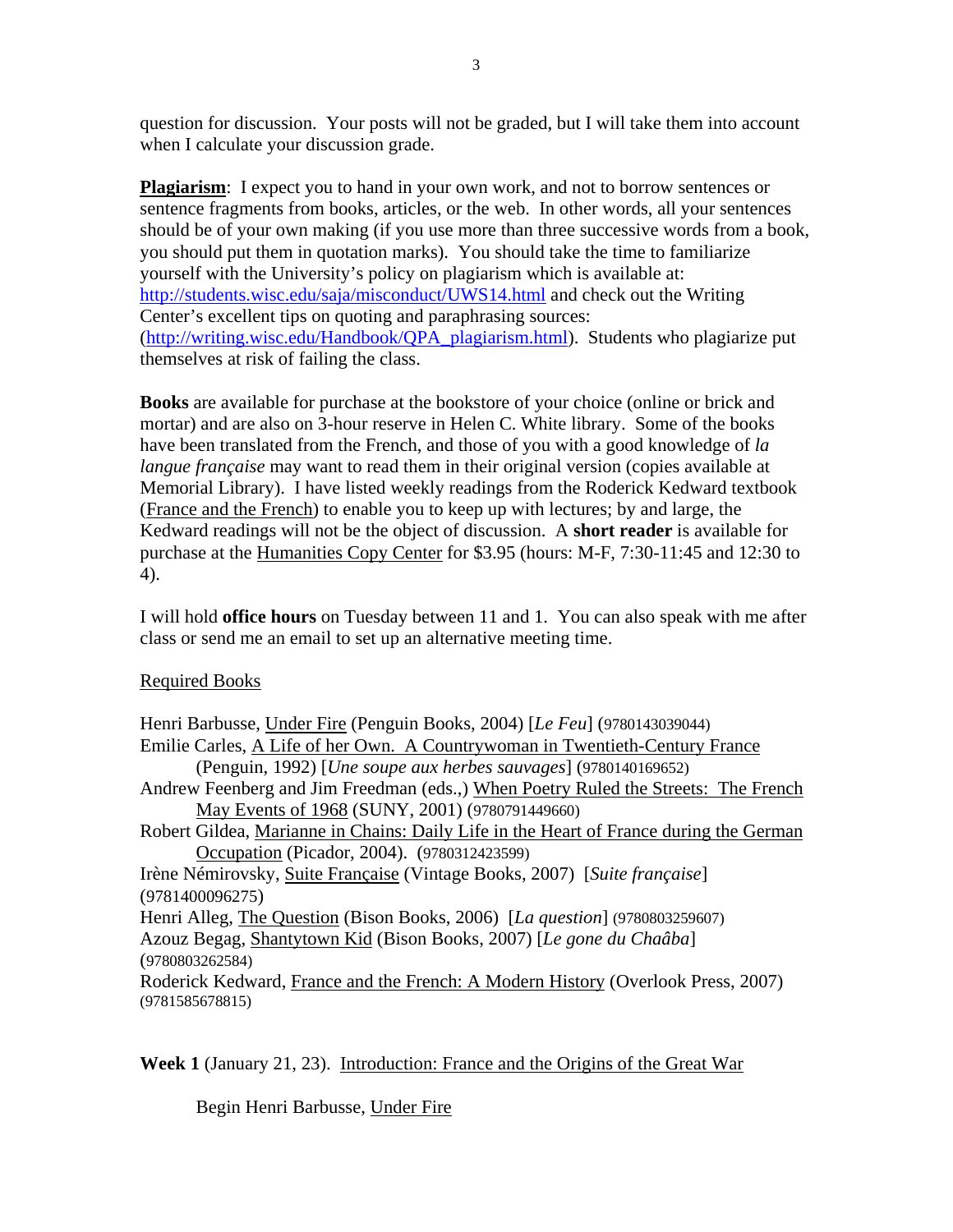question for discussion. Your posts will not be graded, but I will take them into account when I calculate your discussion grade.

**Plagiarism**: I expect you to hand in your own work, and not to borrow sentences or sentence fragments from books, articles, or the web. In other words, all your sentences should be of your own making (if you use more than three successive words from a book, you should put them in quotation marks). You should take the time to familiarize yourself with the University's policy on plagiarism which is available at: [http://students.wisc.edu/saja/misconduct/UWS14.html](http://students.wisc.edu/saja/misconduct/UWS14.html) and check out the Writing Center's excellent tips on quoting and paraphrasing sources: ([http://writing.wisc.edu/Handbook/QPA_plagiarism.html](http://writing.wisc.edu/Handbook/QPA_plagiarism.html)). Students who plagiarize put themselves at risk of failing the class.

**Books** are available for purchase at the bookstore of your choice (online or brick and mortar) and are also on 3-hour reserve in Helen C. White library. Some of the books have been translated from the French, and those of you with a good knowledge of *la langue française* may want to read them in their original version (copies available at Memorial Library). I have listed weekly readings from the Roderick Kedward textbook (France and the French) to enable you to keep up with lectures; by and large, the Kedward readings will not be the object of discussion. A **short reader** is available for purchase at the Humanities Copy Center for $3.95 (hours: M-F, 7:30-11:45 and 12:30 to 4).

I will hold **office hours** on Tuesday between 11 and 1. You can also speak with me after class or send me an email to set up an alternative meeting time.

Required Books

Henri Barbusse, Under Fire (Penguin Books, 2004) [*Le Feu*] (9780143039044)
Emilie Carles, A Life of her Own. A Countrywoman in Twentieth-Century France (Penguin, 1992) [*Une soupe aux herbes sauvages*] (9780140169652)
Andrew Feenberg and Jim Freedman (eds.,) When Poetry Ruled the Streets: The French May Events of 1968 (SUNY, 2001) (9780791449660)
Robert Gildea, Marianne in Chains: Daily Life in the Heart of France during the German Occupation (Picador, 2004). (9780312423599)
Irène Némirovsky, Suite Française (Vintage Books, 2007) [*Suite française*] (9781400096275)
Henri Alleg, The Question (Bison Books, 2006) [*La question*] (9780803259607)
Azouz Begag, Shantytown Kid (Bison Books, 2007) [*Le gone du Chaâba*] (9780803262584)
Roderick Kedward, France and the French: A Modern History (Overlook Press, 2007) (9781585678815)

**Week 1** (January 21, 23). Introduction: France and the Origins of the Great War

Begin Henri Barbusse, Under Fire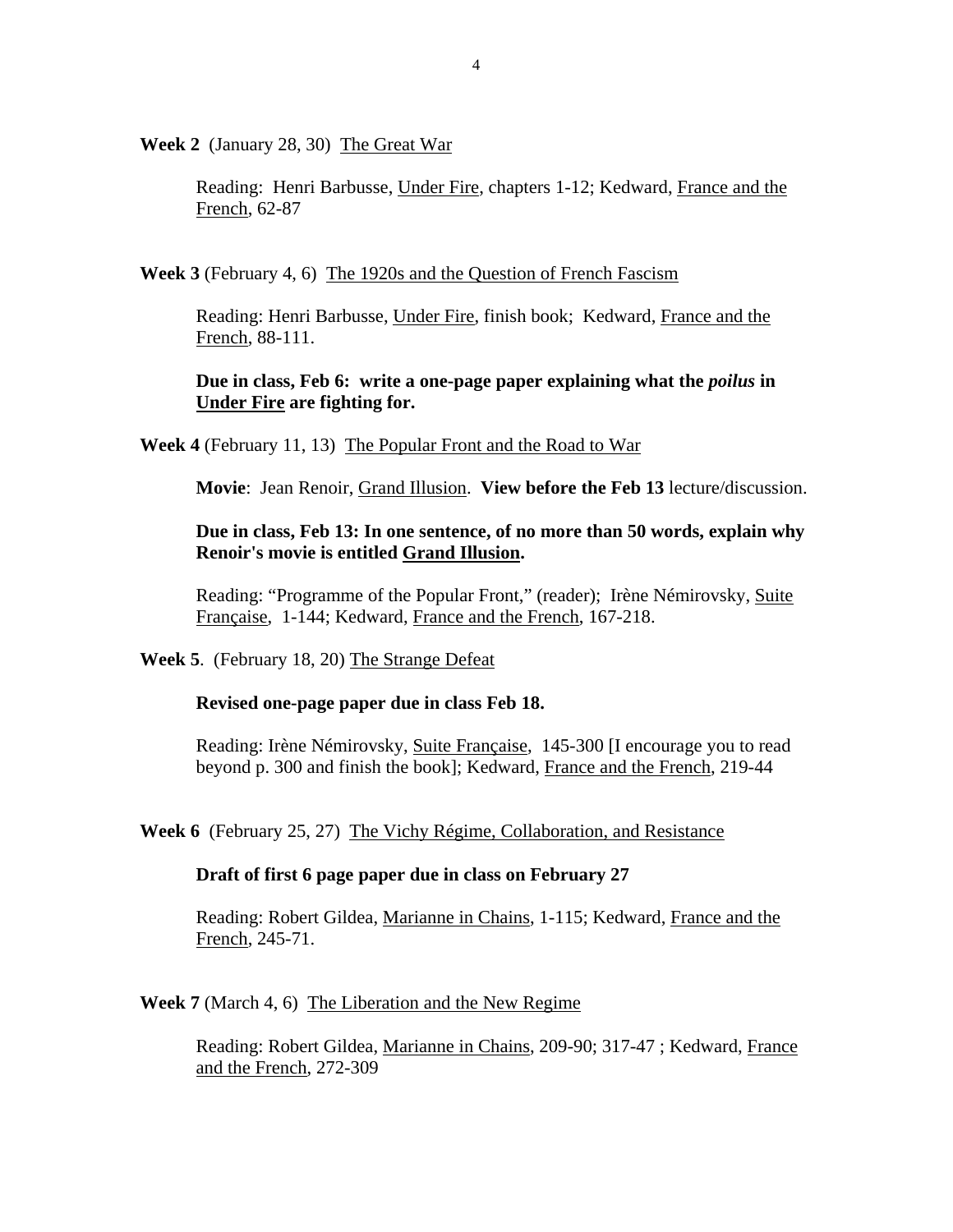**Week 2** (January 28, 30) <u>The Great War</u>

Reading: Henri Barbusse, <u>Under Fire</u>, chapters 1-12; Kedward, <u>France and the French</u>, 62-87

**Week 3** (February 4, 6) <u>The 1920s and the Question of French Fascism</u>

Reading: Henri Barbusse, <u>Under Fire</u>, finish book; Kedward, <u>France and the French</u>, 88-111.

**Due in class, Feb 6: write a one-page paper explaining what the *poilus* in <u>Under Fire</u> are fighting for.**

**Week 4** (February 11, 13) <u>The Popular Front and the Road to War</u>

**Movie**: Jean Renoir, <u>Grand Illusion</u>. **View before the Feb 13** lecture/discussion.

**Due in class, Feb 13: In one sentence, of no more than 50 words, explain why Renoir's movie is entitled <u>Grand Illusion</u>.**

Reading: "Programme of the Popular Front," (reader); Irène Némirovsky, <u>Suite Française</u>, 1-144; Kedward, <u>France and the French</u>, 167-218.

**Week 5**. (February 18, 20) <u>The Strange Defeat</u>

**Revised one-page paper due in class Feb 18.**

Reading: Irène Némirovsky, <u>Suite Française</u>, 145-300 [I encourage you to read beyond p. 300 and finish the book]; Kedward, <u>France and the French</u>, 219-44

**Week 6** (February 25, 27) <u>The Vichy Régime, Collaboration, and Resistance</u>

**Draft of first 6 page paper due in class on February 27**

Reading: Robert Gildea, <u>Marianne in Chains</u>, 1-115; Kedward, <u>France and the French</u>, 245-71.

**Week 7** (March 4, 6) <u>The Liberation and the New Regime</u>

Reading: Robert Gildea, <u>Marianne in Chains</u>, 209-90; 317-47 ; Kedward, <u>France and the French</u>, 272-309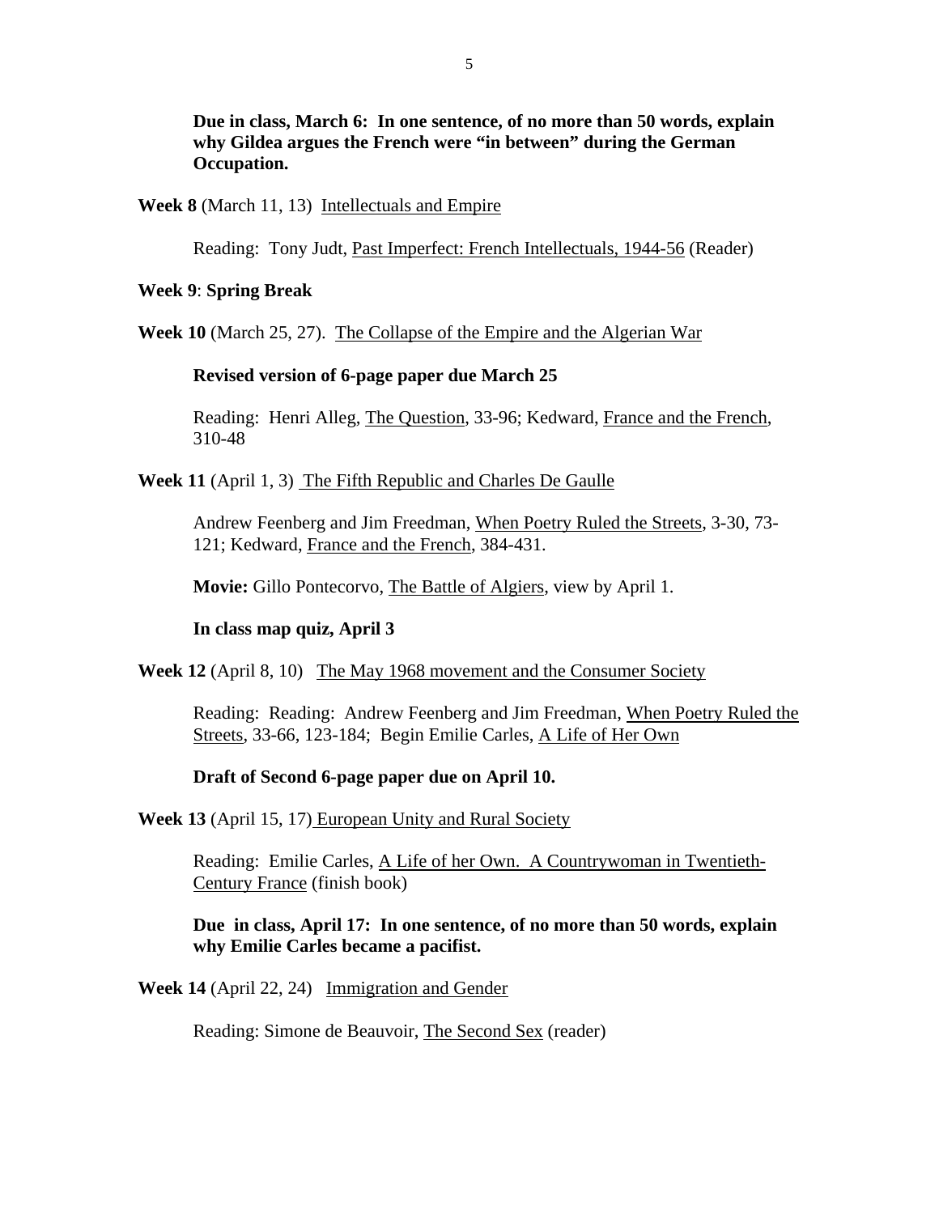**Due in class, March 6: In one sentence, of no more than 50 words, explain why Gildea argues the French were "in between" during the German Occupation.**

**Week 8** (March 11, 13) Intellectuals and Empire

Reading: Tony Judt, Past Imperfect: French Intellectuals, 1944-56 (Reader)

**Week 9**: **Spring Break**

**Week 10** (March 25, 27). The Collapse of the Empire and the Algerian War

**Revised version of 6-page paper due March 25**

Reading: Henri Alleg, The Question, 33-96; Kedward, France and the French, 310-48

**Week 11** (April 1, 3) The Fifth Republic and Charles De Gaulle

Andrew Feenberg and Jim Freedman, When Poetry Ruled the Streets, 3-30, 73-121; Kedward, France and the French, 384-431.

**Movie:** Gillo Pontecorvo, The Battle of Algiers, view by April 1.

**In class map quiz, April 3**

**Week 12** (April 8, 10) The May 1968 movement and the Consumer Society

Reading: Reading: Andrew Feenberg and Jim Freedman, When Poetry Ruled the Streets, 33-66, 123-184; Begin Emilie Carles, A Life of Her Own

**Draft of Second 6-page paper due on April 10.**

**Week 13** (April 15, 17) European Unity and Rural Society

Reading: Emilie Carles, A Life of her Own. A Countrywoman in Twentieth-Century France (finish book)

**Due in class, April 17: In one sentence, of no more than 50 words, explain why Emilie Carles became a pacifist.**

**Week 14** (April 22, 24) Immigration and Gender

Reading: Simone de Beauvoir, The Second Sex (reader)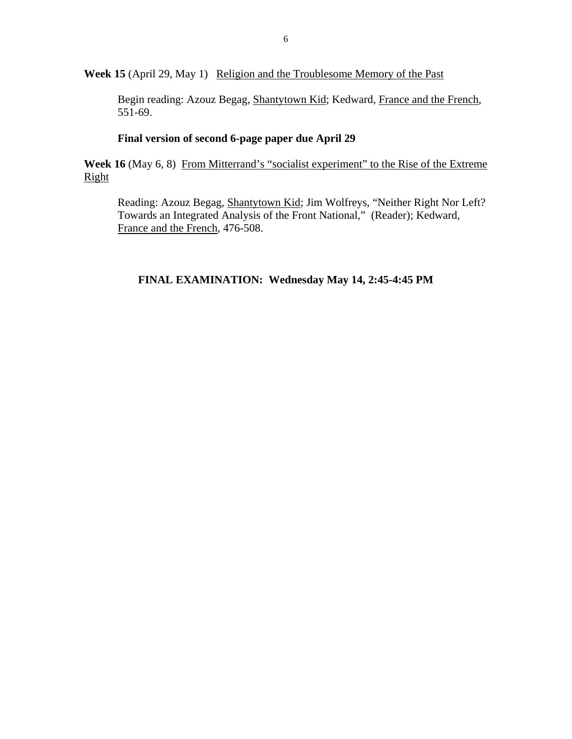**Week 15** (April 29, May 1) Religion and the Troublesome Memory of the Past

Begin reading: Azouz Begag, Shantytown Kid; Kedward, France and the French, 551-69.

**Final version of second 6-page paper due April 29**

**Week 16** (May 6, 8) From Mitterrand's "socialist experiment" to the Rise of the Extreme Right

Reading: Azouz Begag, Shantytown Kid; Jim Wolfreys, "Neither Right Nor Left? Towards an Integrated Analysis of the Front National," (Reader); Kedward, France and the French, 476-508.

**FINAL EXAMINATION: Wednesday May 14, 2:45-4:45 PM**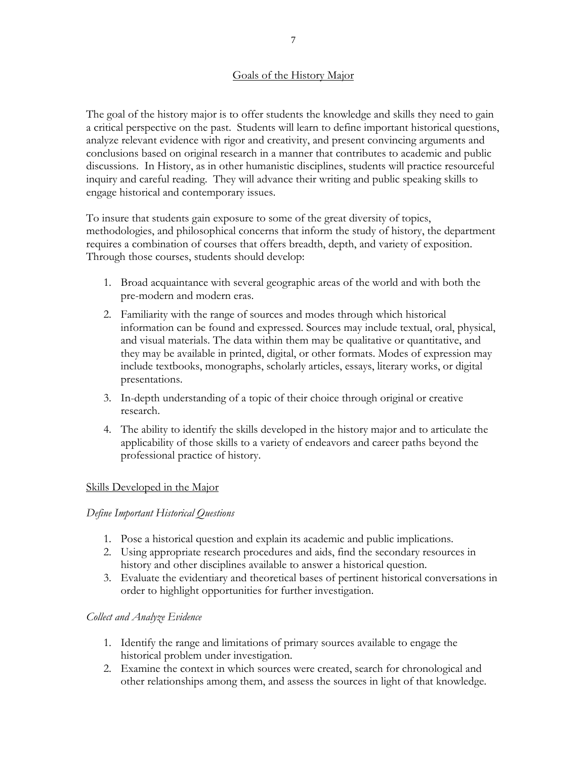## Goals of the History Major

The goal of the history major is to offer students the knowledge and skills they need to gain a critical perspective on the past. Students will learn to define important historical questions, analyze relevant evidence with rigor and creativity, and present convincing arguments and conclusions based on original research in a manner that contributes to academic and public discussions. In History, as in other humanistic disciplines, students will practice resourceful inquiry and careful reading. They will advance their writing and public speaking skills to engage historical and contemporary issues.

To insure that students gain exposure to some of the great diversity of topics, methodologies, and philosophical concerns that inform the study of history, the department requires a combination of courses that offers breadth, depth, and variety of exposition. Through those courses, students should develop:

1. Broad acquaintance with several geographic areas of the world and with both the pre-modern and modern eras.
2. Familiarity with the range of sources and modes through which historical information can be found and expressed. Sources may include textual, oral, physical, and visual materials. The data within them may be qualitative or quantitative, and they may be available in printed, digital, or other formats. Modes of expression may include textbooks, monographs, scholarly articles, essays, literary works, or digital presentations.
3. In-depth understanding of a topic of their choice through original or creative research.
4. The ability to identify the skills developed in the history major and to articulate the applicability of those skills to a variety of endeavors and career paths beyond the professional practice of history.

### Skills Developed in the Major

*Define Important Historical Questions*

1. Pose a historical question and explain its academic and public implications.
2. Using appropriate research procedures and aids, find the secondary resources in history and other disciplines available to answer a historical question.
3. Evaluate the evidentiary and theoretical bases of pertinent historical conversations in order to highlight opportunities for further investigation.

*Collect and Analyze Evidence*

1. Identify the range and limitations of primary sources available to engage the historical problem under investigation.
2. Examine the context in which sources were created, search for chronological and other relationships among them, and assess the sources in light of that knowledge.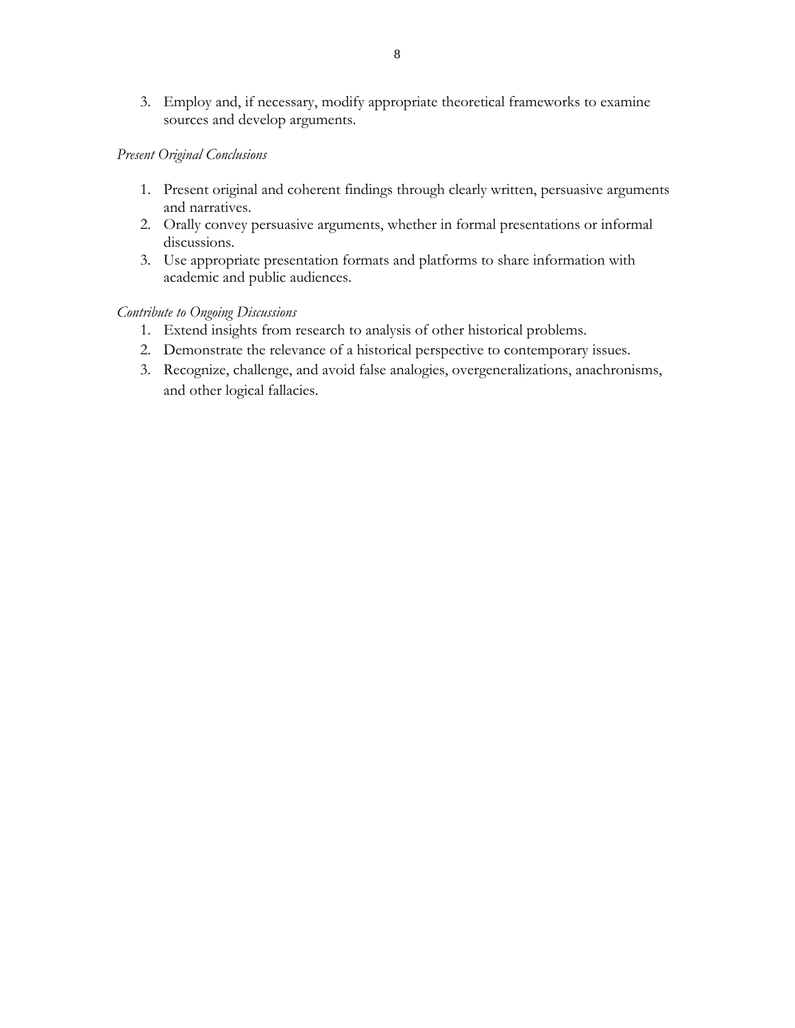3. Employ and, if necessary, modify appropriate theoretical frameworks to examine sources and develop arguments.

*Present Original Conclusions*

1. Present original and coherent findings through clearly written, persuasive arguments and narratives.
2. Orally convey persuasive arguments, whether in formal presentations or informal discussions.
3. Use appropriate presentation formats and platforms to share information with academic and public audiences.

*Contribute to Ongoing Discussions*

1. Extend insights from research to analysis of other historical problems.
2. Demonstrate the relevance of a historical perspective to contemporary issues.
3. Recognize, challenge, and avoid false analogies, overgeneralizations, anachronisms, and other logical fallacies.